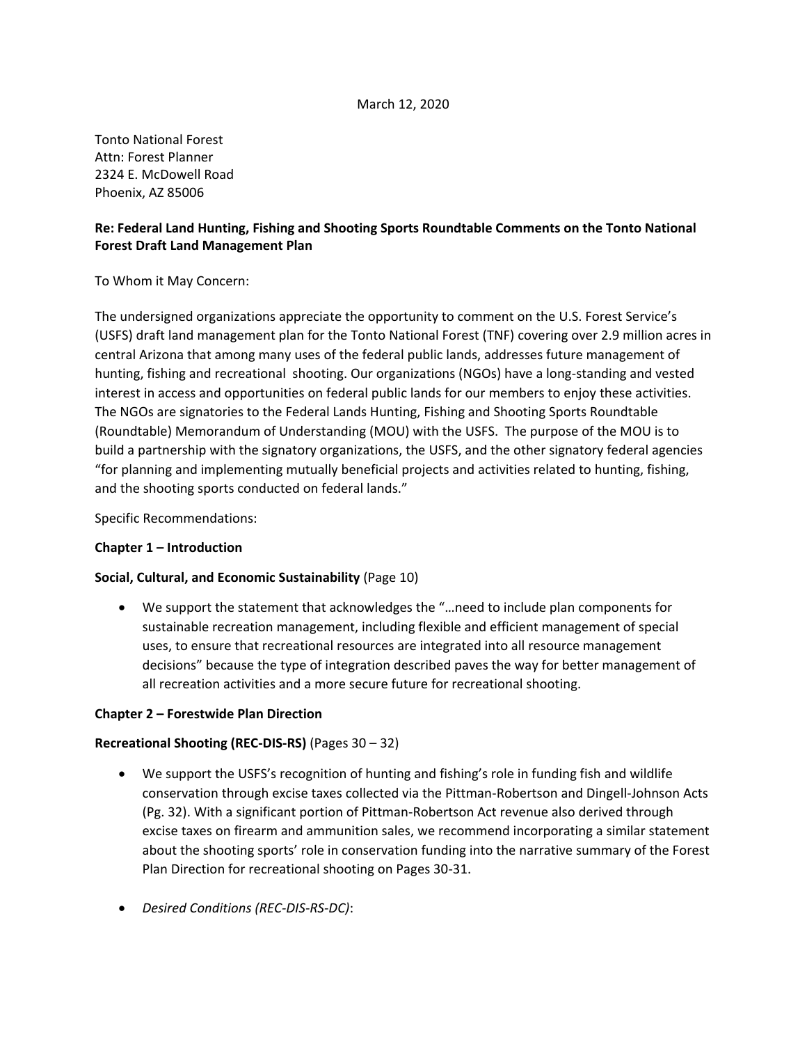March 12, 2020

Tonto National Forest
Attn: Forest Planner
2324 E. McDowell Road
Phoenix, AZ 85006

**Re: Federal Land Hunting, Fishing and Shooting Sports Roundtable Comments on the Tonto National Forest Draft Land Management Plan**

To Whom it May Concern:

The undersigned organizations appreciate the opportunity to comment on the U.S. Forest Service's (USFS) draft land management plan for the Tonto National Forest (TNF) covering over 2.9 million acres in central Arizona that among many uses of the federal public lands, addresses future management of hunting, fishing and recreational shooting. Our organizations (NGOs) have a long-standing and vested interest in access and opportunities on federal public lands for our members to enjoy these activities. The NGOs are signatories to the Federal Lands Hunting, Fishing and Shooting Sports Roundtable (Roundtable) Memorandum of Understanding (MOU) with the USFS. The purpose of the MOU is to build a partnership with the signatory organizations, the USFS, and the other signatory federal agencies "for planning and implementing mutually beneficial projects and activities related to hunting, fishing, and the shooting sports conducted on federal lands."

Specific Recommendations:

**Chapter 1 – Introduction**

**Social, Cultural, and Economic Sustainability** (Page 10)

- We support the statement that acknowledges the "…need to include plan components for sustainable recreation management, including flexible and efficient management of special uses, to ensure that recreational resources are integrated into all resource management decisions" because the type of integration described paves the way for better management of all recreation activities and a more secure future for recreational shooting.

**Chapter 2 – Forestwide Plan Direction**

**Recreational Shooting (REC-DIS-RS)** (Pages 30 – 32)

- We support the USFS's recognition of hunting and fishing's role in funding fish and wildlife conservation through excise taxes collected via the Pittman-Robertson and Dingell-Johnson Acts (Pg. 32). With a significant portion of Pittman-Robertson Act revenue also derived through excise taxes on firearm and ammunition sales, we recommend incorporating a similar statement about the shooting sports' role in conservation funding into the narrative summary of the Forest Plan Direction for recreational shooting on Pages 30-31.

- *Desired Conditions (REC-DIS-RS-DC)*: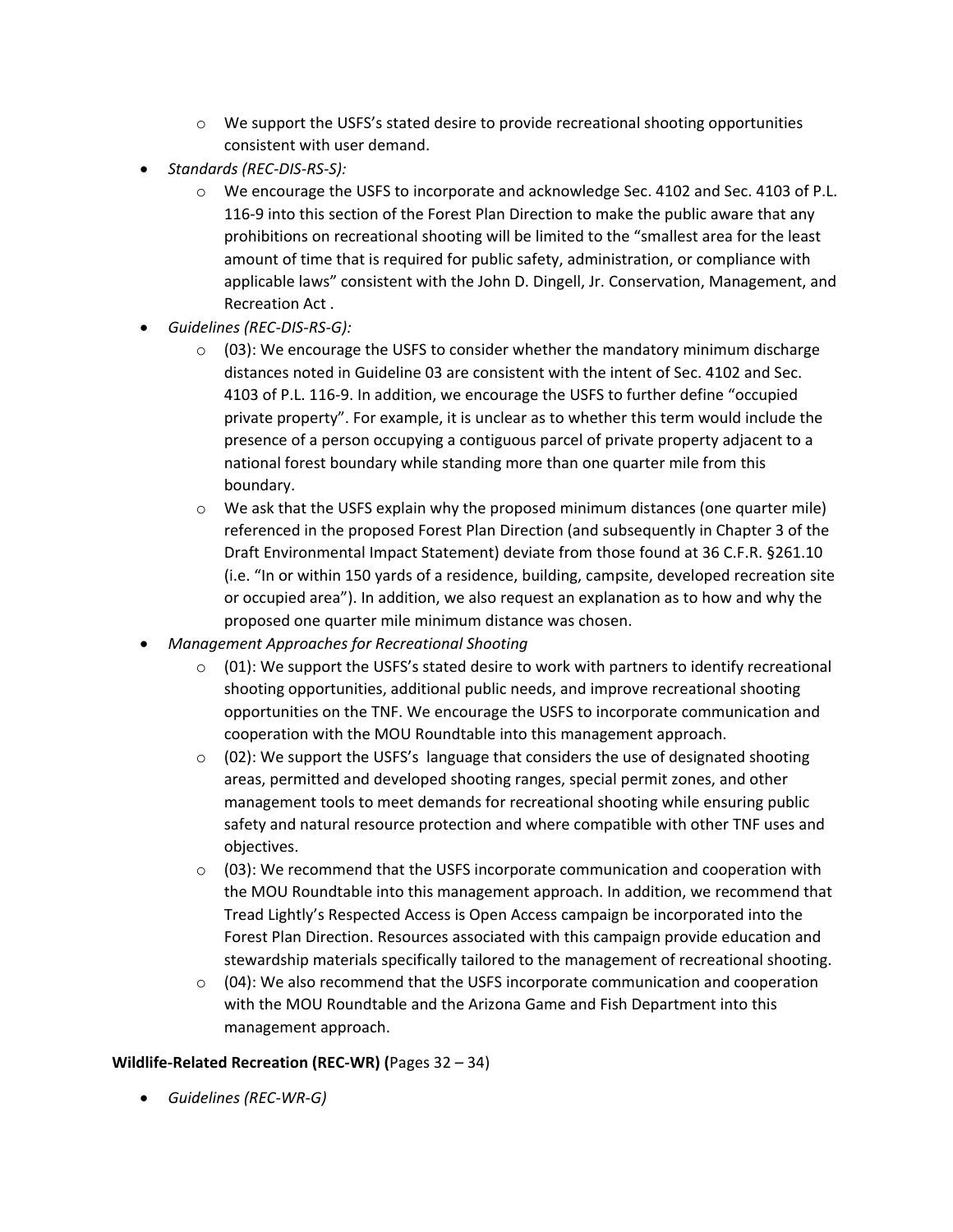- We support the USFS's stated desire to provide recreational shooting opportunities consistent with user demand.
- *Standards (REC-DIS-RS-S):*
  - We encourage the USFS to incorporate and acknowledge Sec. 4102 and Sec. 4103 of P.L. 116-9 into this section of the Forest Plan Direction to make the public aware that any prohibitions on recreational shooting will be limited to the "smallest area for the least amount of time that is required for public safety, administration, or compliance with applicable laws" consistent with the John D. Dingell, Jr. Conservation, Management, and Recreation Act .
- *Guidelines (REC-DIS-RS-G):*
  - (03): We encourage the USFS to consider whether the mandatory minimum discharge distances noted in Guideline 03 are consistent with the intent of Sec. 4102 and Sec. 4103 of P.L. 116-9. In addition, we encourage the USFS to further define "occupied private property". For example, it is unclear as to whether this term would include the presence of a person occupying a contiguous parcel of private property adjacent to a national forest boundary while standing more than one quarter mile from this boundary.
  - We ask that the USFS explain why the proposed minimum distances (one quarter mile) referenced in the proposed Forest Plan Direction (and subsequently in Chapter 3 of the Draft Environmental Impact Statement) deviate from those found at 36 C.F.R. §261.10 (i.e. "In or within 150 yards of a residence, building, campsite, developed recreation site or occupied area"). In addition, we also request an explanation as to how and why the proposed one quarter mile minimum distance was chosen.
- *Management Approaches for Recreational Shooting*
  - (01): We support the USFS's stated desire to work with partners to identify recreational shooting opportunities, additional public needs, and improve recreational shooting opportunities on the TNF. We encourage the USFS to incorporate communication and cooperation with the MOU Roundtable into this management approach.
  - (02): We support the USFS's language that considers the use of designated shooting areas, permitted and developed shooting ranges, special permit zones, and other management tools to meet demands for recreational shooting while ensuring public safety and natural resource protection and where compatible with other TNF uses and objectives.
  - (03): We recommend that the USFS incorporate communication and cooperation with the MOU Roundtable into this management approach. In addition, we recommend that Tread Lightly's Respected Access is Open Access campaign be incorporated into the Forest Plan Direction. Resources associated with this campaign provide education and stewardship materials specifically tailored to the management of recreational shooting.
  - (04): We also recommend that the USFS incorporate communication and cooperation with the MOU Roundtable and the Arizona Game and Fish Department into this management approach.

**Wildlife-Related Recreation (REC-WR) (**Pages 32 – 34)

- *Guidelines (REC-WR-G)*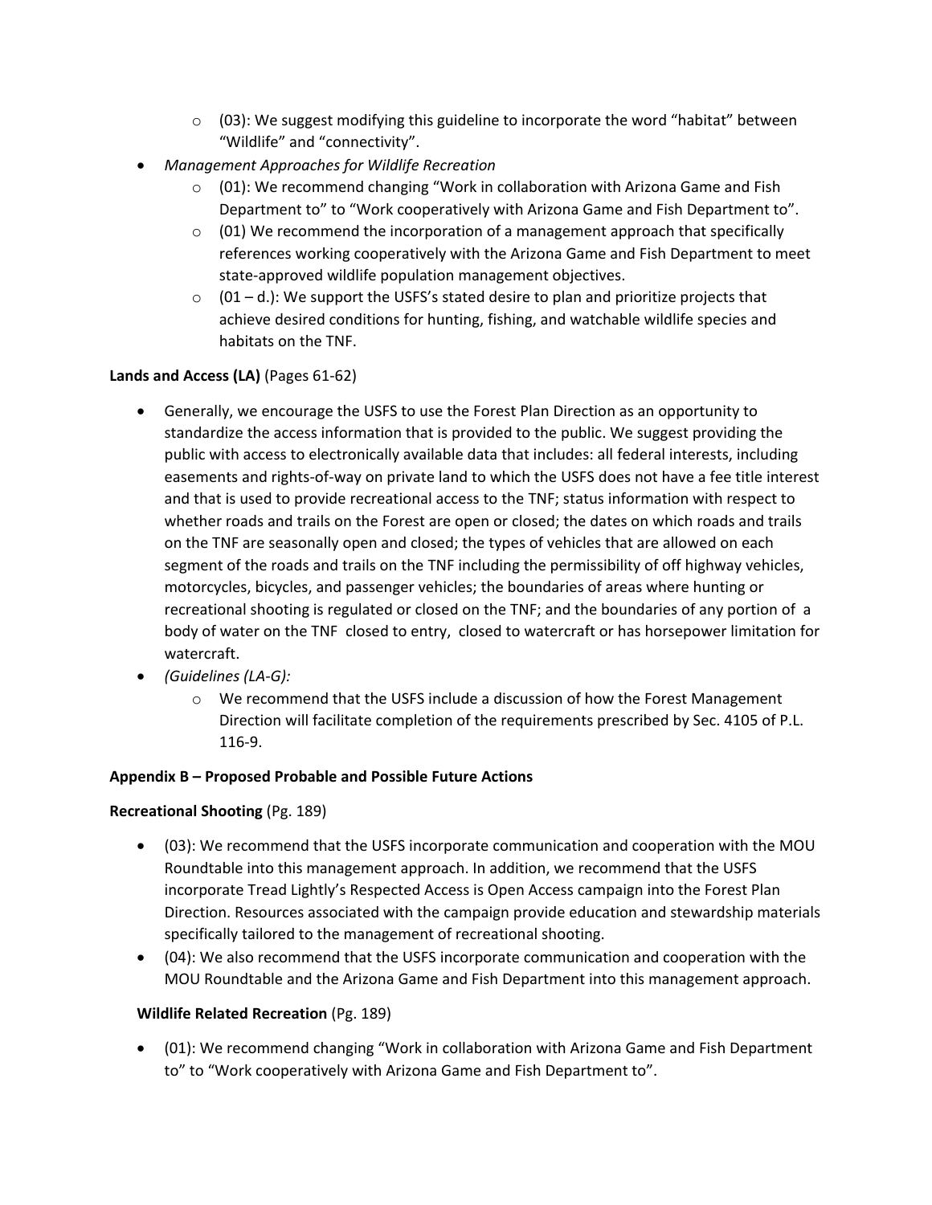- (03): We suggest modifying this guideline to incorporate the word "habitat" between "Wildlife" and "connectivity".
- *Management Approaches for Wildlife Recreation*
  - (01): We recommend changing "Work in collaboration with Arizona Game and Fish Department to" to "Work cooperatively with Arizona Game and Fish Department to".
  - (01) We recommend the incorporation of a management approach that specifically references working cooperatively with the Arizona Game and Fish Department to meet state-approved wildlife population management objectives.
  - (01 – d.): We support the USFS's stated desire to plan and prioritize projects that achieve desired conditions for hunting, fishing, and watchable wildlife species and habitats on the TNF.

**Lands and Access (LA)** (Pages 61-62)

- Generally, we encourage the USFS to use the Forest Plan Direction as an opportunity to standardize the access information that is provided to the public. We suggest providing the public with access to electronically available data that includes: all federal interests, including easements and rights-of-way on private land to which the USFS does not have a fee title interest and that is used to provide recreational access to the TNF; status information with respect to whether roads and trails on the Forest are open or closed; the dates on which roads and trails on the TNF are seasonally open and closed; the types of vehicles that are allowed on each segment of the roads and trails on the TNF including the permissibility of off highway vehicles, motorcycles, bicycles, and passenger vehicles; the boundaries of areas where hunting or recreational shooting is regulated or closed on the TNF; and the boundaries of any portion of a body of water on the TNF closed to entry, closed to watercraft or has horsepower limitation for watercraft.
- *(Guidelines (LA-G):*
  - We recommend that the USFS include a discussion of how the Forest Management Direction will facilitate completion of the requirements prescribed by Sec. 4105 of P.L. 116-9.

**Appendix B – Proposed Probable and Possible Future Actions**

**Recreational Shooting** (Pg. 189)

- (03): We recommend that the USFS incorporate communication and cooperation with the MOU Roundtable into this management approach. In addition, we recommend that the USFS incorporate Tread Lightly's Respected Access is Open Access campaign into the Forest Plan Direction. Resources associated with the campaign provide education and stewardship materials specifically tailored to the management of recreational shooting.
- (04): We also recommend that the USFS incorporate communication and cooperation with the MOU Roundtable and the Arizona Game and Fish Department into this management approach.

**Wildlife Related Recreation** (Pg. 189)

- (01): We recommend changing "Work in collaboration with Arizona Game and Fish Department to" to "Work cooperatively with Arizona Game and Fish Department to".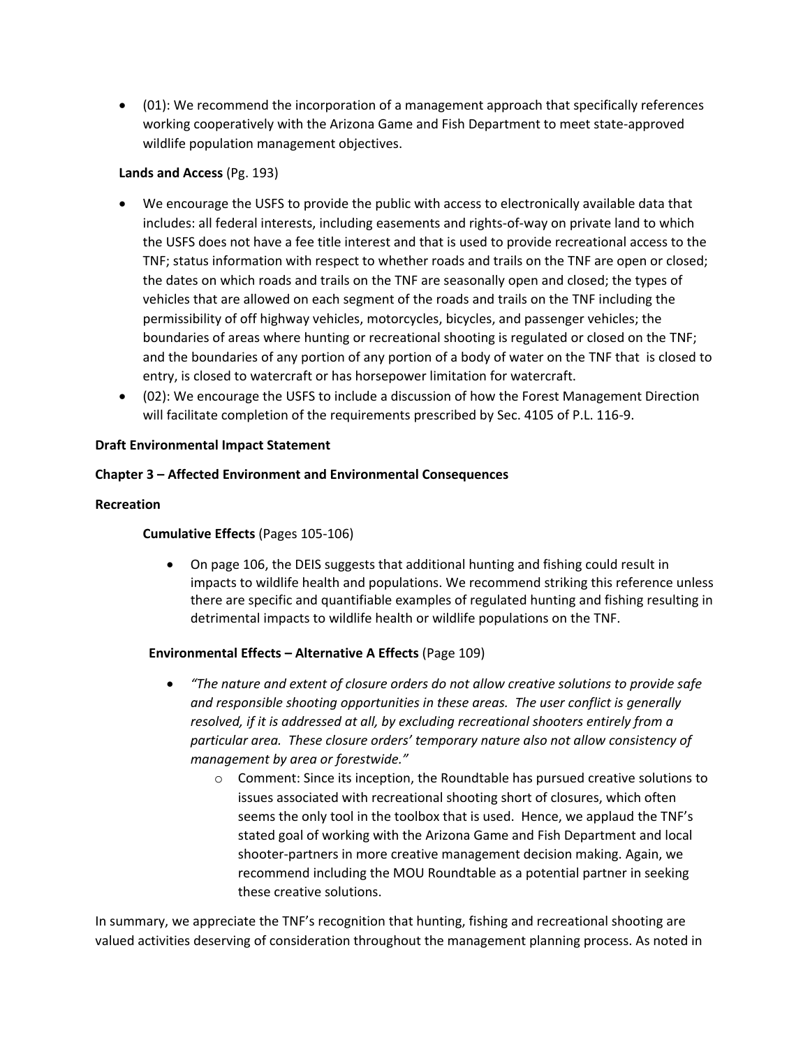- (01): We recommend the incorporation of a management approach that specifically references working cooperatively with the Arizona Game and Fish Department to meet state-approved wildlife population management objectives.

**Lands and Access** (Pg. 193)

- We encourage the USFS to provide the public with access to electronically available data that includes: all federal interests, including easements and rights-of-way on private land to which the USFS does not have a fee title interest and that is used to provide recreational access to the TNF; status information with respect to whether roads and trails on the TNF are open or closed; the dates on which roads and trails on the TNF are seasonally open and closed; the types of vehicles that are allowed on each segment of the roads and trails on the TNF including the permissibility of off highway vehicles, motorcycles, bicycles, and passenger vehicles; the boundaries of areas where hunting or recreational shooting is regulated or closed on the TNF; and the boundaries of any portion of any portion of a body of water on the TNF that is closed to entry, is closed to watercraft or has horsepower limitation for watercraft.
- (02): We encourage the USFS to include a discussion of how the Forest Management Direction will facilitate completion of the requirements prescribed by Sec. 4105 of P.L. 116-9.

**Draft Environmental Impact Statement**

**Chapter 3 – Affected Environment and Environmental Consequences**

**Recreation**

**Cumulative Effects** (Pages 105-106)

- On page 106, the DEIS suggests that additional hunting and fishing could result in impacts to wildlife health and populations. We recommend striking this reference unless there are specific and quantifiable examples of regulated hunting and fishing resulting in detrimental impacts to wildlife health or wildlife populations on the TNF.

**Environmental Effects – Alternative A Effects** (Page 109)

- *"The nature and extent of closure orders do not allow creative solutions to provide safe and responsible shooting opportunities in these areas. The user conflict is generally resolved, if it is addressed at all, by excluding recreational shooters entirely from a particular area. These closure orders' temporary nature also not allow consistency of management by area or forestwide."*
  - Comment: Since its inception, the Roundtable has pursued creative solutions to issues associated with recreational shooting short of closures, which often seems the only tool in the toolbox that is used. Hence, we applaud the TNF's stated goal of working with the Arizona Game and Fish Department and local shooter-partners in more creative management decision making. Again, we recommend including the MOU Roundtable as a potential partner in seeking these creative solutions.

In summary, we appreciate the TNF's recognition that hunting, fishing and recreational shooting are valued activities deserving of consideration throughout the management planning process. As noted in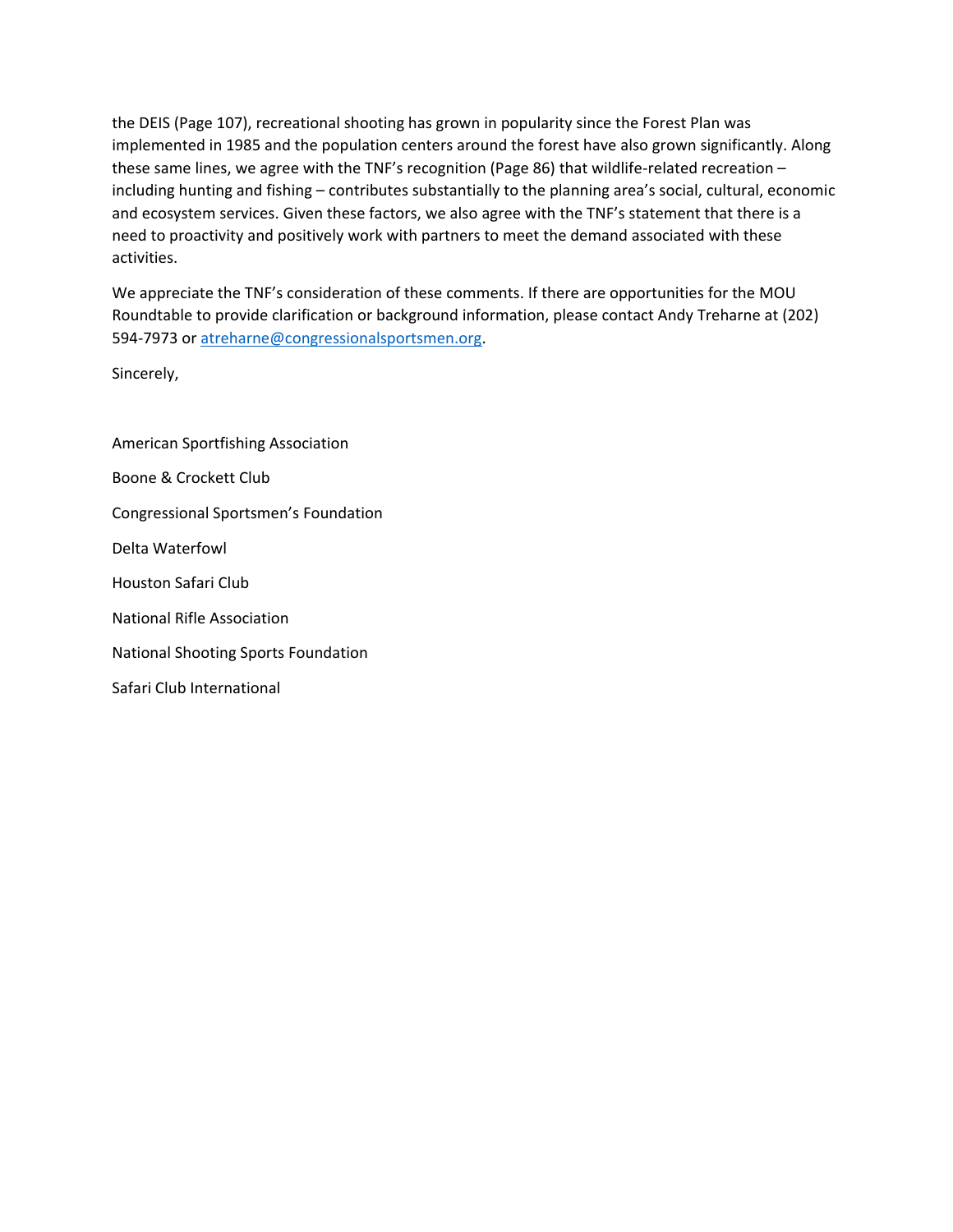the DEIS (Page 107), recreational shooting has grown in popularity since the Forest Plan was implemented in 1985 and the population centers around the forest have also grown significantly. Along these same lines, we agree with the TNF's recognition (Page 86) that wildlife-related recreation – including hunting and fishing – contributes substantially to the planning area's social, cultural, economic and ecosystem services. Given these factors, we also agree with the TNF's statement that there is a need to proactivity and positively work with partners to meet the demand associated with these activities.

We appreciate the TNF's consideration of these comments. If there are opportunities for the MOU Roundtable to provide clarification or background information, please contact Andy Treharne at (202) 594-7973 or atreharne@congressionalsportsmen.org.

Sincerely,

American Sportfishing Association

Boone & Crockett Club

Congressional Sportsmen's Foundation

Delta Waterfowl

Houston Safari Club

National Rifle Association

National Shooting Sports Foundation

Safari Club International